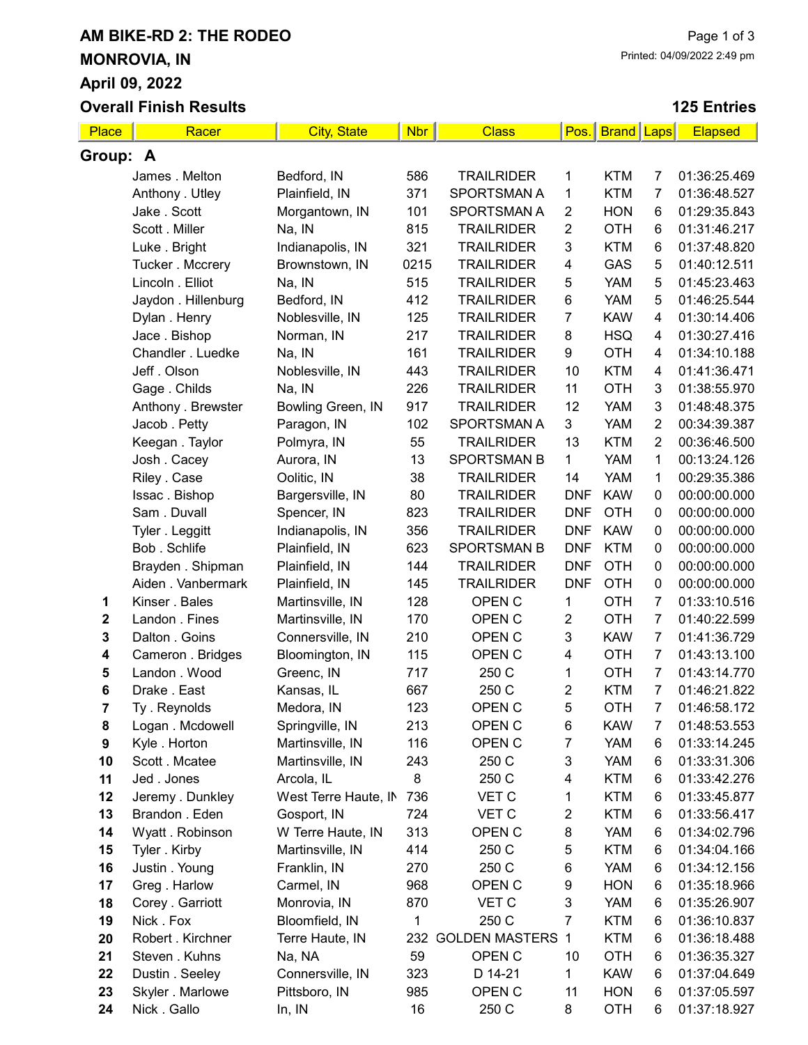**AM BIKE-RD 2: THE RODEO**

**MONROVIA, IN**

**April 09, 2022**

**Overall Finish Results**

Printed: 04/09/2022 2:49 pm

**125 Entries**

| Place | Racer | City, State | Nbr | Class | Pos. | Brand | Laps | Elapsed |
|---|---|---|---|---|---|---|---|---|
| **Group: A** | | | | | | | | |
| | James . Melton | Bedford, IN | 586 | TRAILRIDER | 1 | KTM | 7 | 01:36:25.469 |
| | Anthony . Utley | Plainfield, IN | 371 | SPORTSMAN A | 1 | KTM | 7 | 01:36:48.527 |
| | Jake . Scott | Morgantown, IN | 101 | SPORTSMAN A | 2 | HON | 6 | 01:29:35.843 |
| | Scott . Miller | Na, IN | 815 | TRAILRIDER | 2 | OTH | 6 | 01:31:46.217 |
| | Luke . Bright | Indianapolis, IN | 321 | TRAILRIDER | 3 | KTM | 6 | 01:37:48.820 |
| | Tucker . Mccrery | Brownstown, IN | 0215 | TRAILRIDER | 4 | GAS | 5 | 01:40:12.511 |
| | Lincoln . Elliot | Na, IN | 515 | TRAILRIDER | 5 | YAM | 5 | 01:45:23.463 |
| | Jaydon . Hillenburg | Bedford, IN | 412 | TRAILRIDER | 6 | YAM | 5 | 01:46:25.544 |
| | Dylan . Henry | Noblesville, IN | 125 | TRAILRIDER | 7 | KAW | 4 | 01:30:14.406 |
| | Jace . Bishop | Norman, IN | 217 | TRAILRIDER | 8 | HSQ | 4 | 01:30:27.416 |
| | Chandler . Luedke | Na, IN | 161 | TRAILRIDER | 9 | OTH | 4 | 01:34:10.188 |
| | Jeff . Olson | Noblesville, IN | 443 | TRAILRIDER | 10 | KTM | 4 | 01:41:36.471 |
| | Gage . Childs | Na, IN | 226 | TRAILRIDER | 11 | OTH | 3 | 01:38:55.970 |
| | Anthony . Brewster | Bowling Green, IN | 917 | TRAILRIDER | 12 | YAM | 3 | 01:48:48.375 |
| | Jacob . Petty | Paragon, IN | 102 | SPORTSMAN A | 3 | YAM | 2 | 00:34:39.387 |
| | Keegan . Taylor | Polmyra, IN | 55 | TRAILRIDER | 13 | KTM | 2 | 00:36:46.500 |
| | Josh . Cacey | Aurora, IN | 13 | SPORTSMAN B | 1 | YAM | 1 | 00:13:24.126 |
| | Riley . Case | Oolitic, IN | 38 | TRAILRIDER | 14 | YAM | 1 | 00:29:35.386 |
| | Issac . Bishop | Bargersville, IN | 80 | TRAILRIDER | DNF | KAW | 0 | 00:00:00.000 |
| | Sam . Duvall | Spencer, IN | 823 | TRAILRIDER | DNF | OTH | 0 | 00:00:00.000 |
| | Tyler . Leggitt | Indianapolis, IN | 356 | TRAILRIDER | DNF | KAW | 0 | 00:00:00.000 |
| | Bob . Schlife | Plainfield, IN | 623 | SPORTSMAN B | DNF | KTM | 0 | 00:00:00.000 |
| | Brayden . Shipman | Plainfield, IN | 144 | TRAILRIDER | DNF | OTH | 0 | 00:00:00.000 |
| | Aiden . Vanbermark | Plainfield, IN | 145 | TRAILRIDER | DNF | OTH | 0 | 00:00:00.000 |
| **1** | Kinser . Bales | Martinsville, IN | 128 | OPEN C | 1 | OTH | 7 | 01:33:10.516 |
| **2** | Landon . Fines | Martinsville, IN | 170 | OPEN C | 2 | OTH | 7 | 01:40:22.599 |
| **3** | Dalton . Goins | Connersville, IN | 210 | OPEN C | 3 | KAW | 7 | 01:41:36.729 |
| **4** | Cameron . Bridges | Bloomington, IN | 115 | OPEN C | 4 | OTH | 7 | 01:43:13.100 |
| **5** | Landon . Wood | Greenc, IN | 717 | 250 C | 1 | OTH | 7 | 01:43:14.770 |
| **6** | Drake . East | Kansas, IL | 667 | 250 C | 2 | KTM | 7 | 01:46:21.822 |
| **7** | Ty . Reynolds | Medora, IN | 123 | OPEN C | 5 | OTH | 7 | 01:46:58.172 |
| **8** | Logan . Mcdowell | Springville, IN | 213 | OPEN C | 6 | KAW | 7 | 01:48:53.553 |
| **9** | Kyle . Horton | Martinsville, IN | 116 | OPEN C | 7 | YAM | 6 | 01:33:14.245 |
| **10** | Scott . Mcatee | Martinsville, IN | 243 | 250 C | 3 | YAM | 6 | 01:33:31.306 |
| **11** | Jed . Jones | Arcola, IL | 8 | 250 C | 4 | KTM | 6 | 01:33:42.276 |
| **12** | Jeremy . Dunkley | West Terre Haute, IN | 736 | VET C | 1 | KTM | 6 | 01:33:45.877 |
| **13** | Brandon . Eden | Gosport, IN | 724 | VET C | 2 | KTM | 6 | 01:33:56.417 |
| **14** | Wyatt . Robinson | W Terre Haute, IN | 313 | OPEN C | 8 | YAM | 6 | 01:34:02.796 |
| **15** | Tyler . Kirby | Martinsville, IN | 414 | 250 C | 5 | KTM | 6 | 01:34:04.166 |
| **16** | Justin . Young | Franklin, IN | 270 | 250 C | 6 | YAM | 6 | 01:34:12.156 |
| **17** | Greg . Harlow | Carmel, IN | 968 | OPEN C | 9 | HON | 6 | 01:35:18.966 |
| **18** | Corey . Garriott | Monrovia, IN | 870 | VET C | 3 | YAM | 6 | 01:35:26.907 |
| **19** | Nick . Fox | Bloomfield, IN | 1 | 250 C | 7 | KTM | 6 | 01:36:10.837 |
| **20** | Robert . Kirchner | Terre Haute, IN | 232 | GOLDEN MASTERS | 1 | KTM | 6 | 01:36:18.488 |
| **21** | Steven . Kuhns | Na, NA | 59 | OPEN C | 10 | OTH | 6 | 01:36:35.327 |
| **22** | Dustin . Seeley | Connersville, IN | 323 | D 14-21 | 1 | KAW | 6 | 01:37:04.649 |
| **23** | Skyler . Marlowe | Pittsboro, IN | 985 | OPEN C | 11 | HON | 6 | 01:37:05.597 |
| **24** | Nick . Gallo | In, IN | 16 | 250 C | 8 | OTH | 6 | 01:37:18.927 |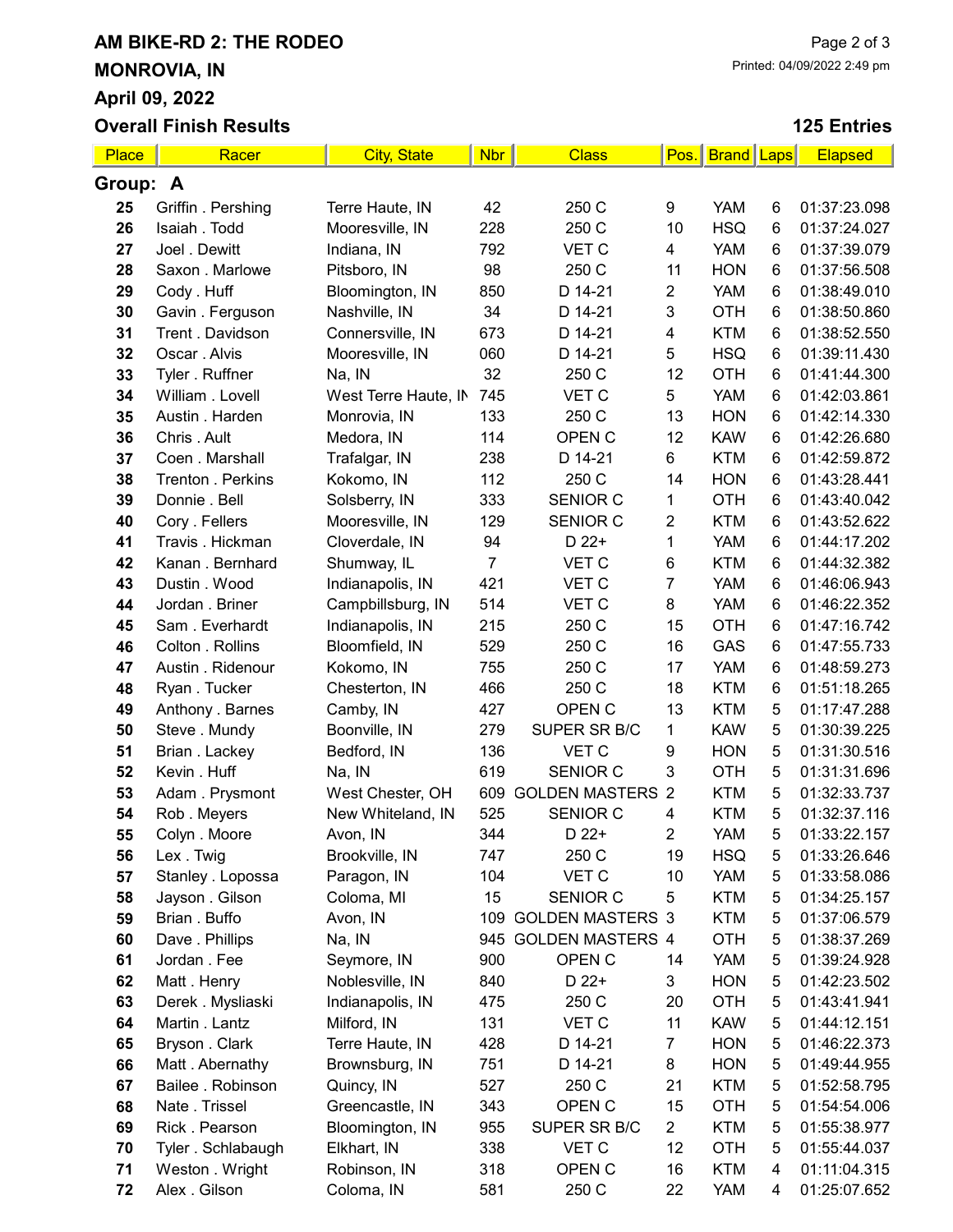# AM BIKE-RD 2: THE RODEO

**MONROVIA, IN**

**April 09, 2022**

**Overall Finish Results**

Printed: 04/09/2022 2:49 pm

**125 Entries**

## Group: A

| Place | Racer | City, State | Nbr | Class | Pos. | Brand | Laps | Elapsed |
|---|---|---|---|---|---|---|---|---|
| 25 | Griffin . Pershing | Terre Haute, IN | 42 | 250 C | 9 | YAM | 6 | 01:37:23.098 |
| 26 | Isaiah . Todd | Mooresville, IN | 228 | 250 C | 10 | HSQ | 6 | 01:37:24.027 |
| 27 | Joel . Dewitt | Indiana, IN | 792 | VET C | 4 | YAM | 6 | 01:37:39.079 |
| 28 | Saxon . Marlowe | Pitsboro, IN | 98 | 250 C | 11 | HON | 6 | 01:37:56.508 |
| 29 | Cody . Huff | Bloomington, IN | 850 | D 14-21 | 2 | YAM | 6 | 01:38:49.010 |
| 30 | Gavin . Ferguson | Nashville, IN | 34 | D 14-21 | 3 | OTH | 6 | 01:38:50.860 |
| 31 | Trent . Davidson | Connersville, IN | 673 | D 14-21 | 4 | KTM | 6 | 01:38:52.550 |
| 32 | Oscar . Alvis | Mooresville, IN | 060 | D 14-21 | 5 | HSQ | 6 | 01:39:11.430 |
| 33 | Tyler . Ruffner | Na, IN | 32 | 250 C | 12 | OTH | 6 | 01:41:44.300 |
| 34 | William . Lovell | West Terre Haute, IN | 745 | VET C | 5 | YAM | 6 | 01:42:03.861 |
| 35 | Austin . Harden | Monrovia, IN | 133 | 250 C | 13 | HON | 6 | 01:42:14.330 |
| 36 | Chris . Ault | Medora, IN | 114 | OPEN C | 12 | KAW | 6 | 01:42:26.680 |
| 37 | Coen . Marshall | Trafalgar, IN | 238 | D 14-21 | 6 | KTM | 6 | 01:42:59.872 |
| 38 | Trenton . Perkins | Kokomo, IN | 112 | 250 C | 14 | HON | 6 | 01:43:28.441 |
| 39 | Donnie . Bell | Solsberry, IN | 333 | SENIOR C | 1 | OTH | 6 | 01:43:40.042 |
| 40 | Cory . Fellers | Mooresville, IN | 129 | SENIOR C | 2 | KTM | 6 | 01:43:52.622 |
| 41 | Travis . Hickman | Cloverdale, IN | 94 | D 22+ | 1 | YAM | 6 | 01:44:17.202 |
| 42 | Kanan . Bernhard | Shumway, IL | 7 | VET C | 6 | KTM | 6 | 01:44:32.382 |
| 43 | Dustin . Wood | Indianapolis, IN | 421 | VET C | 7 | YAM | 6 | 01:46:06.943 |
| 44 | Jordan . Briner | Campbillsburg, IN | 514 | VET C | 8 | YAM | 6 | 01:46:22.352 |
| 45 | Sam . Everhardt | Indianapolis, IN | 215 | 250 C | 15 | OTH | 6 | 01:47:16.742 |
| 46 | Colton . Rollins | Bloomfield, IN | 529 | 250 C | 16 | GAS | 6 | 01:47:55.733 |
| 47 | Austin . Ridenour | Kokomo, IN | 755 | 250 C | 17 | YAM | 6 | 01:48:59.273 |
| 48 | Ryan . Tucker | Chesterton, IN | 466 | 250 C | 18 | KTM | 6 | 01:51:18.265 |
| 49 | Anthony . Barnes | Camby, IN | 427 | OPEN C | 13 | KTM | 5 | 01:17:47.288 |
| 50 | Steve . Mundy | Boonville, IN | 279 | SUPER SR B/C | 1 | KAW | 5 | 01:30:39.225 |
| 51 | Brian . Lackey | Bedford, IN | 136 | VET C | 9 | HON | 5 | 01:31:30.516 |
| 52 | Kevin . Huff | Na, IN | 619 | SENIOR C | 3 | OTH | 5 | 01:31:31.696 |
| 53 | Adam . Prysmont | West Chester, OH | 609 | GOLDEN MASTERS | 2 | KTM | 5 | 01:32:33.737 |
| 54 | Rob . Meyers | New Whiteland, IN | 525 | SENIOR C | 4 | KTM | 5 | 01:32:37.116 |
| 55 | Colyn . Moore | Avon, IN | 344 | D 22+ | 2 | YAM | 5 | 01:33:22.157 |
| 56 | Lex . Twig | Brookville, IN | 747 | 250 C | 19 | HSQ | 5 | 01:33:26.646 |
| 57 | Stanley . Lopossa | Paragon, IN | 104 | VET C | 10 | YAM | 5 | 01:33:58.086 |
| 58 | Jayson . Gilson | Coloma, MI | 15 | SENIOR C | 5 | KTM | 5 | 01:34:25.157 |
| 59 | Brian . Buffo | Avon, IN | 109 | GOLDEN MASTERS | 3 | KTM | 5 | 01:37:06.579 |
| 60 | Dave . Phillips | Na, IN | 945 | GOLDEN MASTERS | 4 | OTH | 5 | 01:38:37.269 |
| 61 | Jordan . Fee | Seymore, IN | 900 | OPEN C | 14 | YAM | 5 | 01:39:24.928 |
| 62 | Matt . Henry | Noblesville, IN | 840 | D 22+ | 3 | HON | 5 | 01:42:23.502 |
| 63 | Derek . Mysliaski | Indianapolis, IN | 475 | 250 C | 20 | OTH | 5 | 01:43:41.941 |
| 64 | Martin . Lantz | Milford, IN | 131 | VET C | 11 | KAW | 5 | 01:44:12.151 |
| 65 | Bryson . Clark | Terre Haute, IN | 428 | D 14-21 | 7 | HON | 5 | 01:46:22.373 |
| 66 | Matt . Abernathy | Brownsburg, IN | 751 | D 14-21 | 8 | HON | 5 | 01:49:44.955 |
| 67 | Bailee . Robinson | Quincy, IN | 527 | 250 C | 21 | KTM | 5 | 01:52:58.795 |
| 68 | Nate . Trissel | Greencastle, IN | 343 | OPEN C | 15 | OTH | 5 | 01:54:54.006 |
| 69 | Rick . Pearson | Bloomington, IN | 955 | SUPER SR B/C | 2 | KTM | 5 | 01:55:38.977 |
| 70 | Tyler . Schlabaugh | Elkhart, IN | 338 | VET C | 12 | OTH | 5 | 01:55:44.037 |
| 71 | Weston . Wright | Robinson, IN | 318 | OPEN C | 16 | KTM | 4 | 01:11:04.315 |
| 72 | Alex . Gilson | Coloma, IN | 581 | 250 C | 22 | YAM | 4 | 01:25:07.652 |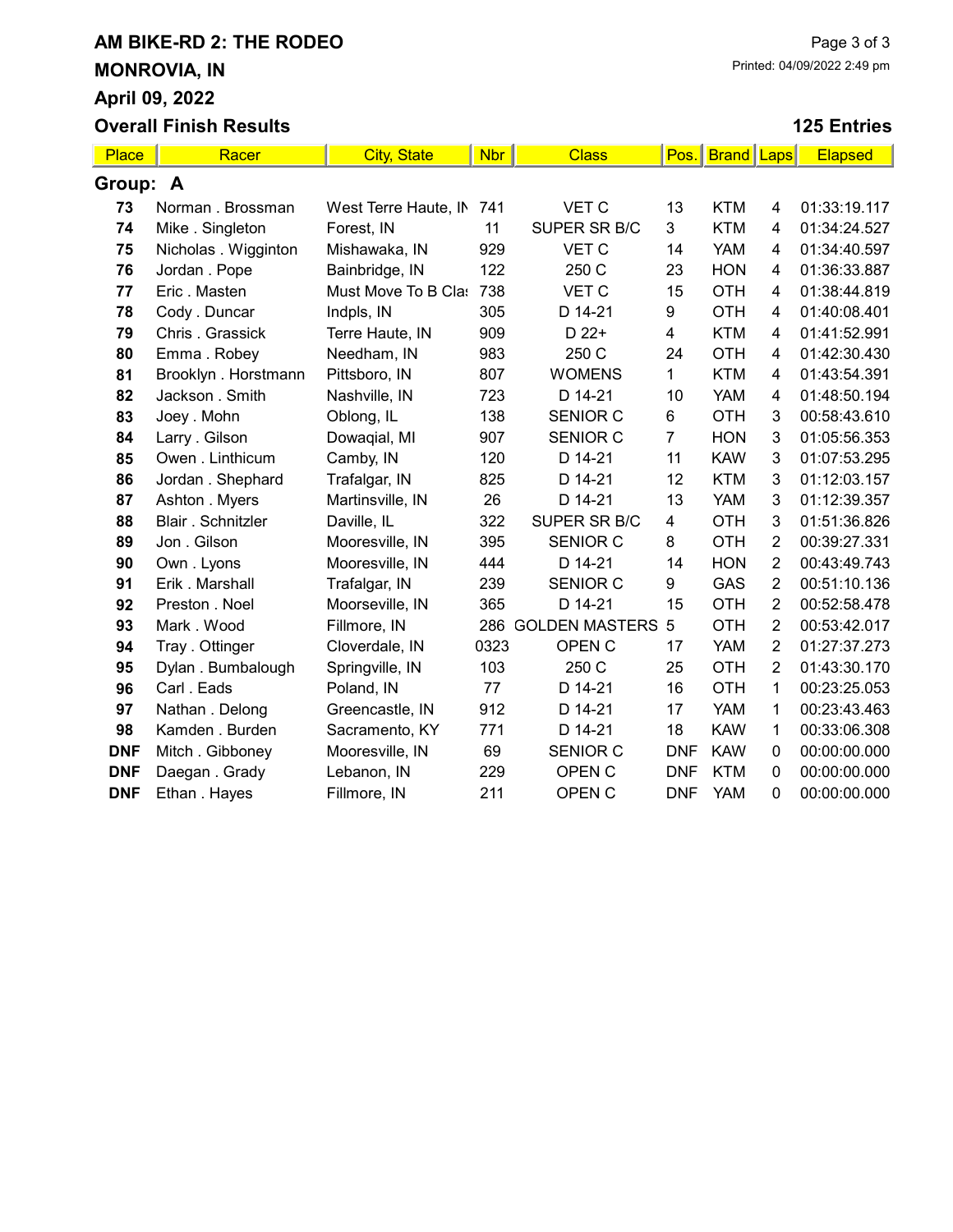# AM BIKE-RD 2: THE RODEO

## MONROVIA, IN

## April 09, 2022

## Overall Finish Results

Printed: 04/09/2022 2:49 pm

**125 Entries**

| Place | Racer | City, State | Nbr | Class | Pos. | Brand | Laps | Elapsed |
|---|---|---|---|---|---|---|---|---|
| **Group: A** | | | | | | | | |
| 73 | Norman . Brossman | West Terre Haute, IN | 741 | VET C | 13 | KTM | 4 | 01:33:19.117 |
| 74 | Mike . Singleton | Forest, IN | 11 | SUPER SR B/C | 3 | KTM | 4 | 01:34:24.527 |
| 75 | Nicholas . Wigginton | Mishawaka, IN | 929 | VET C | 14 | YAM | 4 | 01:34:40.597 |
| 76 | Jordan . Pope | Bainbridge, IN | 122 | 250 C | 23 | HON | 4 | 01:36:33.887 |
| 77 | Eric . Masten | Must Move To B Clas | 738 | VET C | 15 | OTH | 4 | 01:38:44.819 |
| 78 | Cody . Duncar | Indpls, IN | 305 | D 14-21 | 9 | OTH | 4 | 01:40:08.401 |
| 79 | Chris . Grassick | Terre Haute, IN | 909 | D 22+ | 4 | KTM | 4 | 01:41:52.991 |
| 80 | Emma . Robey | Needham, IN | 983 | 250 C | 24 | OTH | 4 | 01:42:30.430 |
| 81 | Brooklyn . Horstmann | Pittsboro, IN | 807 | WOMENS | 1 | KTM | 4 | 01:43:54.391 |
| 82 | Jackson . Smith | Nashville, IN | 723 | D 14-21 | 10 | YAM | 4 | 01:48:50.194 |
| 83 | Joey . Mohn | Oblong, IL | 138 | SENIOR C | 6 | OTH | 3 | 00:58:43.610 |
| 84 | Larry . Gilson | Dowaqial, MI | 907 | SENIOR C | 7 | HON | 3 | 01:05:56.353 |
| 85 | Owen . Linthicum | Camby, IN | 120 | D 14-21 | 11 | KAW | 3 | 01:07:53.295 |
| 86 | Jordan . Shephard | Trafalgar, IN | 825 | D 14-21 | 12 | KTM | 3 | 01:12:03.157 |
| 87 | Ashton . Myers | Martinsville, IN | 26 | D 14-21 | 13 | YAM | 3 | 01:12:39.357 |
| 88 | Blair . Schnitzler | Daville, IL | 322 | SUPER SR B/C | 4 | OTH | 3 | 01:51:36.826 |
| 89 | Jon . Gilson | Mooresville, IN | 395 | SENIOR C | 8 | OTH | 2 | 00:39:27.331 |
| 90 | Own . Lyons | Mooresville, IN | 444 | D 14-21 | 14 | HON | 2 | 00:43:49.743 |
| 91 | Erik . Marshall | Trafalgar, IN | 239 | SENIOR C | 9 | GAS | 2 | 00:51:10.136 |
| 92 | Preston . Noel | Moorseville, IN | 365 | D 14-21 | 15 | OTH | 2 | 00:52:58.478 |
| 93 | Mark . Wood | Fillmore, IN | 286 | GOLDEN MASTERS | 5 | OTH | 2 | 00:53:42.017 |
| 94 | Tray . Ottinger | Cloverdale, IN | 0323 | OPEN C | 17 | YAM | 2 | 01:27:37.273 |
| 95 | Dylan . Bumbalough | Springville, IN | 103 | 250 C | 25 | OTH | 2 | 01:43:30.170 |
| 96 | Carl . Eads | Poland, IN | 77 | D 14-21 | 16 | OTH | 1 | 00:23:25.053 |
| 97 | Nathan . Delong | Greencastle, IN | 912 | D 14-21 | 17 | YAM | 1 | 00:23:43.463 |
| 98 | Kamden . Burden | Sacramento, KY | 771 | D 14-21 | 18 | KAW | 1 | 00:33:06.308 |
| DNF | Mitch . Gibboney | Mooresville, IN | 69 | SENIOR C | DNF | KAW | 0 | 00:00:00.000 |
| DNF | Daegan . Grady | Lebanon, IN | 229 | OPEN C | DNF | KTM | 0 | 00:00:00.000 |
| DNF | Ethan . Hayes | Fillmore, IN | 211 | OPEN C | DNF | YAM | 0 | 00:00:00.000 |